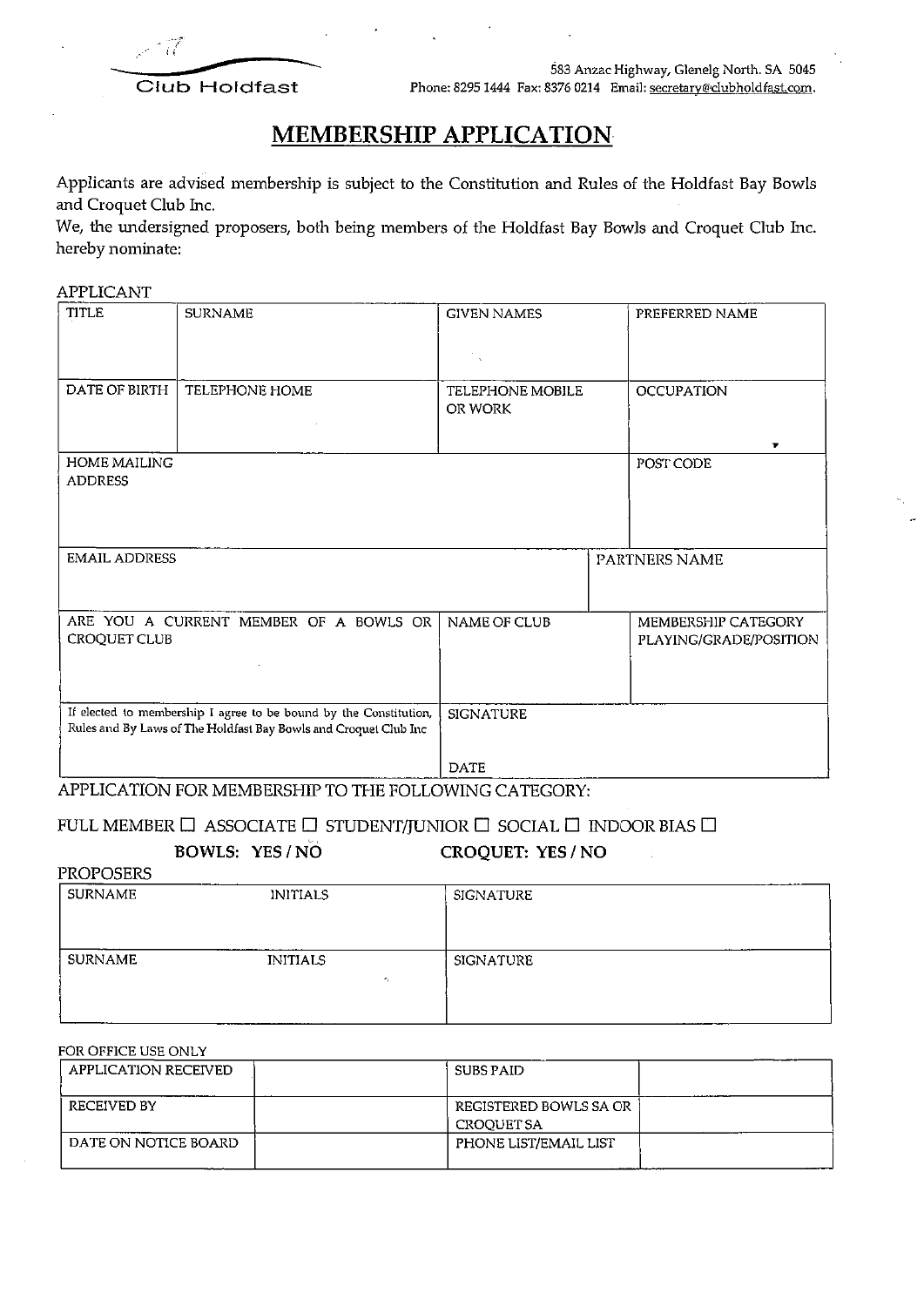Club Holdfast

583 Anzac Highway, Glenelg North. SA 5045
Phone: 8295 1444 Fax: 8376 0214 Email: secretary@clubholdfast.com.

# MEMBERSHIP APPLICATION

Applicants are advised membership is subject to the Constitution and Rules of the Holdfast Bay Bowls and Croquet Club Inc.

We, the undersigned proposers, both being members of the Holdfast Bay Bowls and Croquet Club Inc. hereby nominate:

APPLICANT

| | | | |
|---|---|---|---|
| TITLE | SURNAME | GIVEN NAMES | PREFERRED NAME |
| DATE OF BIRTH | TELEPHONE HOME | TELEPHONE MOBILE OR WORK | OCCUPATION |
| HOME MAILING ADDRESS | | | POST CODE |
| EMAIL ADDRESS | | | PARTNERS NAME |
| ARE YOU A CURRENT MEMBER OF A BOWLS OR CROQUET CLUB | | NAME OF CLUB | MEMBERSHIP CATEGORY PLAYING/GRADE/POSITION |
| If elected to membership I agree to be bound by the Constitution, Rules and By Laws of The Holdfast Bay Bowls and Croquet Club Inc | | SIGNATURE<br>DATE | |

APPLICATION FOR MEMBERSHIP TO THE FOLLOWING CATEGORY:

FULL MEMBER ☐ ASSOCIATE ☐ STUDENT/JUNIOR ☐ SOCIAL ☐ INDOOR BIAS ☐

**BOWLS: YES / NO** **CROQUET: YES / NO**

PROPOSERS

| | | |
|---|---|---|
| SURNAME | INITIALS | SIGNATURE |
| SURNAME | INITIALS | SIGNATURE |

FOR OFFICE USE ONLY

| | | | |
|---|---|---|---|
| APPLICATION RECEIVED | | SUBS PAID | |
| RECEIVED BY | | REGISTERED BOWLS SA OR CROQUET SA | |
| DATE ON NOTICE BOARD | | PHONE LIST/EMAIL LIST | |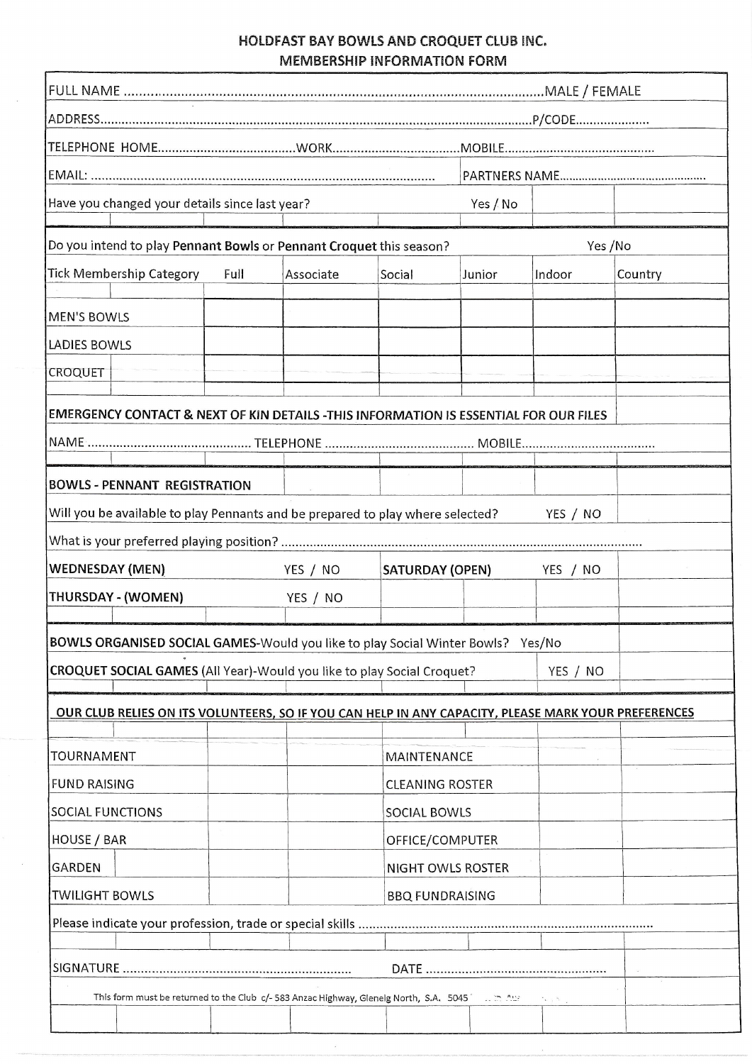# HOLDFAST BAY BOWLS AND CROQUET CLUB INC.
## MEMBERSHIP INFORMATION FORM

FULL NAME .............................................................................................................MALE / FEMALE

ADDRESS.....................................................................................................................P/CODE....................

TELEPHONE HOME.......................................WORK....................................MOBILE..........................................

EMAIL: ................................................................................................ PARTNERS NAME...........................................

Have you changed your details since last year? Yes / No

Do you intend to play **Pennant Bowls** or **Pennant Croquet** this season? Yes /No

| Tick Membership Category | Full | Associate | Social | Junior | Indoor | Country |
|---|---|---|---|---|---|---|
| MEN'S BOWLS | | | | | | |
| LADIES BOWLS | | | | | | |
| CROQUET | | | | | | |

**EMERGENCY CONTACT & NEXT OF KIN DETAILS -THIS INFORMATION IS ESSENTIAL FOR OUR FILES**

NAME ............................................. TELEPHONE ......................................... MOBILE.....................................

**BOWLS - PENNANT REGISTRATION**

Will you be available to play Pennants and be prepared to play where selected? YES / NO

What is your preferred playing position? ....................................................................................................

**WEDNESDAY (MEN)** YES / NO **SATURDAY (OPEN)** YES / NO

**THURSDAY - (WOMEN)** YES / NO

**BOWLS ORGANISED SOCIAL GAMES**-Would you like to play Social Winter Bowls? Yes/No

**CROQUET SOCIAL GAMES** (All Year)-Would you like to play Social Croquet? YES / NO

**OUR CLUB RELIES ON ITS VOLUNTEERS, SO IF YOU CAN HELP IN ANY CAPACITY, PLEASE MARK YOUR PREFERENCES**

| | | | |
|---|---|---|---|
| TOURNAMENT | | MAINTENANCE | |
| FUND RAISING | | CLEANING ROSTER | |
| SOCIAL FUNCTIONS | | SOCIAL BOWLS | |
| HOUSE / BAR | | OFFICE/COMPUTER | |
| GARDEN | | NIGHT OWLS ROSTER | |
| TWILIGHT BOWLS | | BBQ FUNDRAISING | |

Please indicate your profession, trade or special skills ..................................................................................

SIGNATURE ................................................................ DATE ..................................................

This form must be returned to the Club c/- 583 Anzac Highway, Glenelg North, S.A. 5045